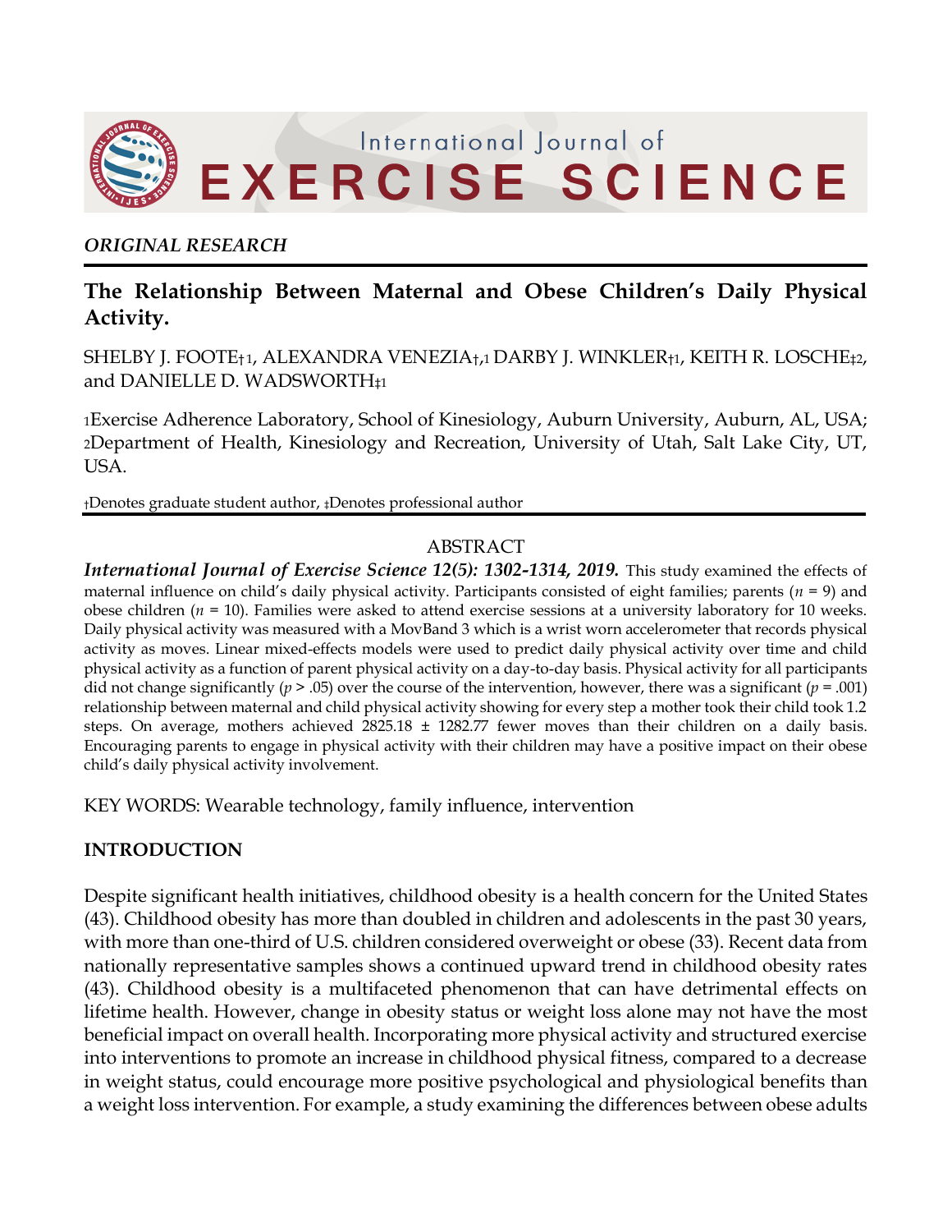*ORIGINAL RESEARCH*

# The Relationship Between Maternal and Obese Children's Daily Physical Activity.

SHELBY J. FOOTE[†1], ALEXANDRA VENEZIA[†,1] DARBY J. WINKLER[†1], KEITH R. LOSCHE[‡2], and DANIELLE D. WADSWORTH[‡1]

[1]Exercise Adherence Laboratory, School of Kinesiology, Auburn University, Auburn, AL, USA; [2]Department of Health, Kinesiology and Recreation, University of Utah, Salt Lake City, UT, USA.

[†]Denotes graduate student author, [‡]Denotes professional author

## ABSTRACT

***International Journal of Exercise Science 12(5): 1302-1314, 2019.*** This study examined the effects of maternal influence on child's daily physical activity. Participants consisted of eight families; parents ($n$ = 9) and obese children ($n$ = 10). Families were asked to attend exercise sessions at a university laboratory for 10 weeks. Daily physical activity was measured with a MovBand 3 which is a wrist worn accelerometer that records physical activity as moves. Linear mixed-effects models were used to predict daily physical activity over time and child physical activity as a function of parent physical activity on a day-to-day basis. Physical activity for all participants did not change significantly ($p$ > .05) over the course of the intervention, however, there was a significant ($p$ = .001) relationship between maternal and child physical activity showing for every step a mother took their child took 1.2 steps. On average, mothers achieved 2825.18 ± 1282.77 fewer moves than their children on a daily basis. Encouraging parents to engage in physical activity with their children may have a positive impact on their obese child's daily physical activity involvement.

KEY WORDS: Wearable technology, family influence, intervention

## INTRODUCTION

Despite significant health initiatives, childhood obesity is a health concern for the United States (43). Childhood obesity has more than doubled in children and adolescents in the past 30 years, with more than one-third of U.S. children considered overweight or obese (33). Recent data from nationally representative samples shows a continued upward trend in childhood obesity rates (43). Childhood obesity is a multifaceted phenomenon that can have detrimental effects on lifetime health. However, change in obesity status or weight loss alone may not have the most beneficial impact on overall health. Incorporating more physical activity and structured exercise into interventions to promote an increase in childhood physical fitness, compared to a decrease in weight status, could encourage more positive psychological and physiological benefits than a weight loss intervention. For example, a study examining the differences between obese adults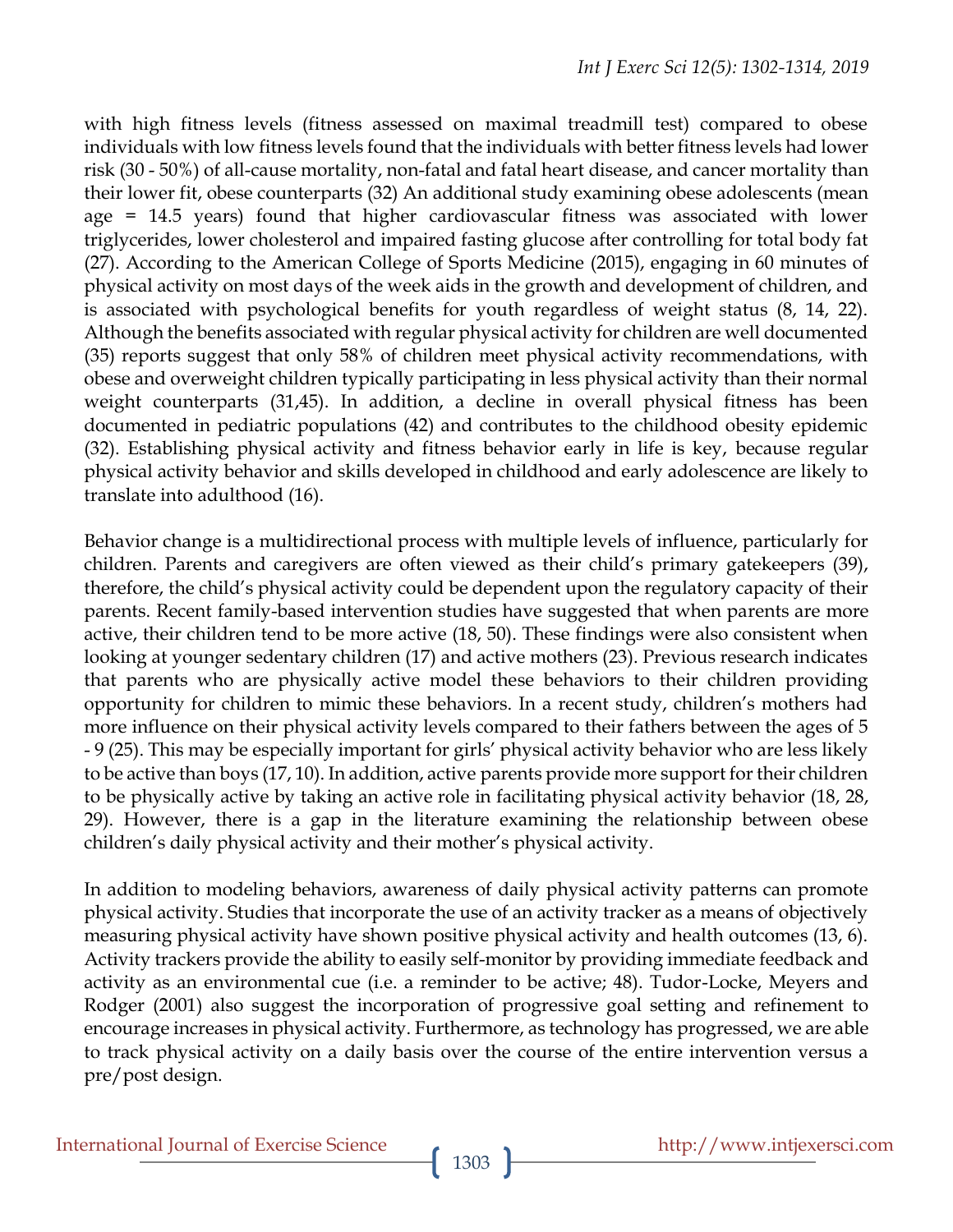with high fitness levels (fitness assessed on maximal treadmill test) compared to obese individuals with low fitness levels found that the individuals with better fitness levels had lower risk (30 - 50%) of all-cause mortality, non-fatal and fatal heart disease, and cancer mortality than their lower fit, obese counterparts (32) An additional study examining obese adolescents (mean age = 14.5 years) found that higher cardiovascular fitness was associated with lower triglycerides, lower cholesterol and impaired fasting glucose after controlling for total body fat (27). According to the American College of Sports Medicine (2015), engaging in 60 minutes of physical activity on most days of the week aids in the growth and development of children, and is associated with psychological benefits for youth regardless of weight status (8, 14, 22). Although the benefits associated with regular physical activity for children are well documented (35) reports suggest that only 58% of children meet physical activity recommendations, with obese and overweight children typically participating in less physical activity than their normal weight counterparts (31,45). In addition, a decline in overall physical fitness has been documented in pediatric populations (42) and contributes to the childhood obesity epidemic (32). Establishing physical activity and fitness behavior early in life is key, because regular physical activity behavior and skills developed in childhood and early adolescence are likely to translate into adulthood (16).

Behavior change is a multidirectional process with multiple levels of influence, particularly for children. Parents and caregivers are often viewed as their child's primary gatekeepers (39), therefore, the child's physical activity could be dependent upon the regulatory capacity of their parents. Recent family-based intervention studies have suggested that when parents are more active, their children tend to be more active (18, 50). These findings were also consistent when looking at younger sedentary children (17) and active mothers (23). Previous research indicates that parents who are physically active model these behaviors to their children providing opportunity for children to mimic these behaviors. In a recent study, children's mothers had more influence on their physical activity levels compared to their fathers between the ages of 5 - 9 (25). This may be especially important for girls' physical activity behavior who are less likely to be active than boys (17, 10). In addition, active parents provide more support for their children to be physically active by taking an active role in facilitating physical activity behavior (18, 28, 29). However, there is a gap in the literature examining the relationship between obese children's daily physical activity and their mother's physical activity.

In addition to modeling behaviors, awareness of daily physical activity patterns can promote physical activity. Studies that incorporate the use of an activity tracker as a means of objectively measuring physical activity have shown positive physical activity and health outcomes (13, 6). Activity trackers provide the ability to easily self-monitor by providing immediate feedback and activity as an environmental cue (i.e. a reminder to be active; 48). Tudor-Locke, Meyers and Rodger (2001) also suggest the incorporation of progressive goal setting and refinement to encourage increases in physical activity. Furthermore, as technology has progressed, we are able to track physical activity on a daily basis over the course of the entire intervention versus a pre/post design.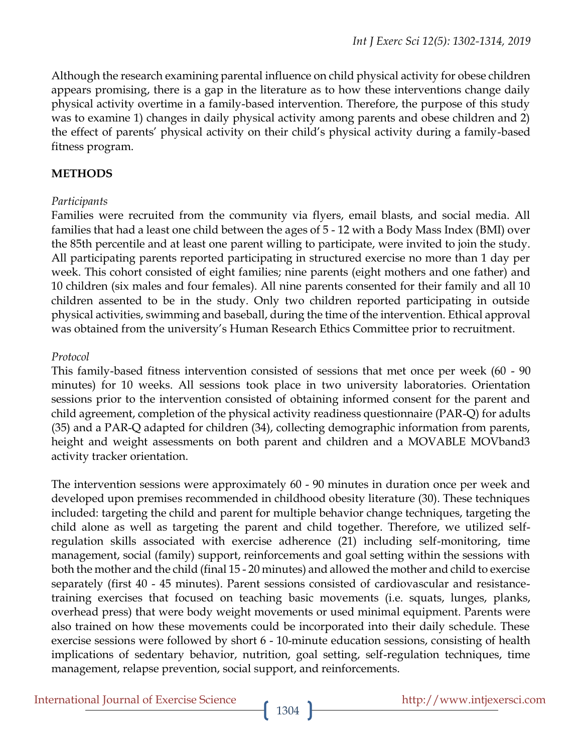Although the research examining parental influence on child physical activity for obese children appears promising, there is a gap in the literature as to how these interventions change daily physical activity overtime in a family-based intervention. Therefore, the purpose of this study was to examine 1) changes in daily physical activity among parents and obese children and 2) the effect of parents' physical activity on their child's physical activity during a family-based fitness program.

## METHODS

### *Participants*

Families were recruited from the community via flyers, email blasts, and social media. All families that had a least one child between the ages of 5 - 12 with a Body Mass Index (BMI) over the 85th percentile and at least one parent willing to participate, were invited to join the study. All participating parents reported participating in structured exercise no more than 1 day per week. This cohort consisted of eight families; nine parents (eight mothers and one father) and 10 children (six males and four females). All nine parents consented for their family and all 10 children assented to be in the study. Only two children reported participating in outside physical activities, swimming and baseball, during the time of the intervention. Ethical approval was obtained from the university's Human Research Ethics Committee prior to recruitment.

### *Protocol*

This family-based fitness intervention consisted of sessions that met once per week (60 - 90 minutes) for 10 weeks. All sessions took place in two university laboratories. Orientation sessions prior to the intervention consisted of obtaining informed consent for the parent and child agreement, completion of the physical activity readiness questionnaire (PAR-Q) for adults (35) and a PAR-Q adapted for children (34), collecting demographic information from parents, height and weight assessments on both parent and children and a MOVABLE MOVband3 activity tracker orientation.

The intervention sessions were approximately 60 - 90 minutes in duration once per week and developed upon premises recommended in childhood obesity literature (30). These techniques included: targeting the child and parent for multiple behavior change techniques, targeting the child alone as well as targeting the parent and child together. Therefore, we utilized self-regulation skills associated with exercise adherence (21) including self-monitoring, time management, social (family) support, reinforcements and goal setting within the sessions with both the mother and the child (final 15 - 20 minutes) and allowed the mother and child to exercise separately (first 40 - 45 minutes). Parent sessions consisted of cardiovascular and resistance-training exercises that focused on teaching basic movements (i.e. squats, lunges, planks, overhead press) that were body weight movements or used minimal equipment. Parents were also trained on how these movements could be incorporated into their daily schedule. These exercise sessions were followed by short 6 - 10-minute education sessions, consisting of health implications of sedentary behavior, nutrition, goal setting, self-regulation techniques, time management, relapse prevention, social support, and reinforcements.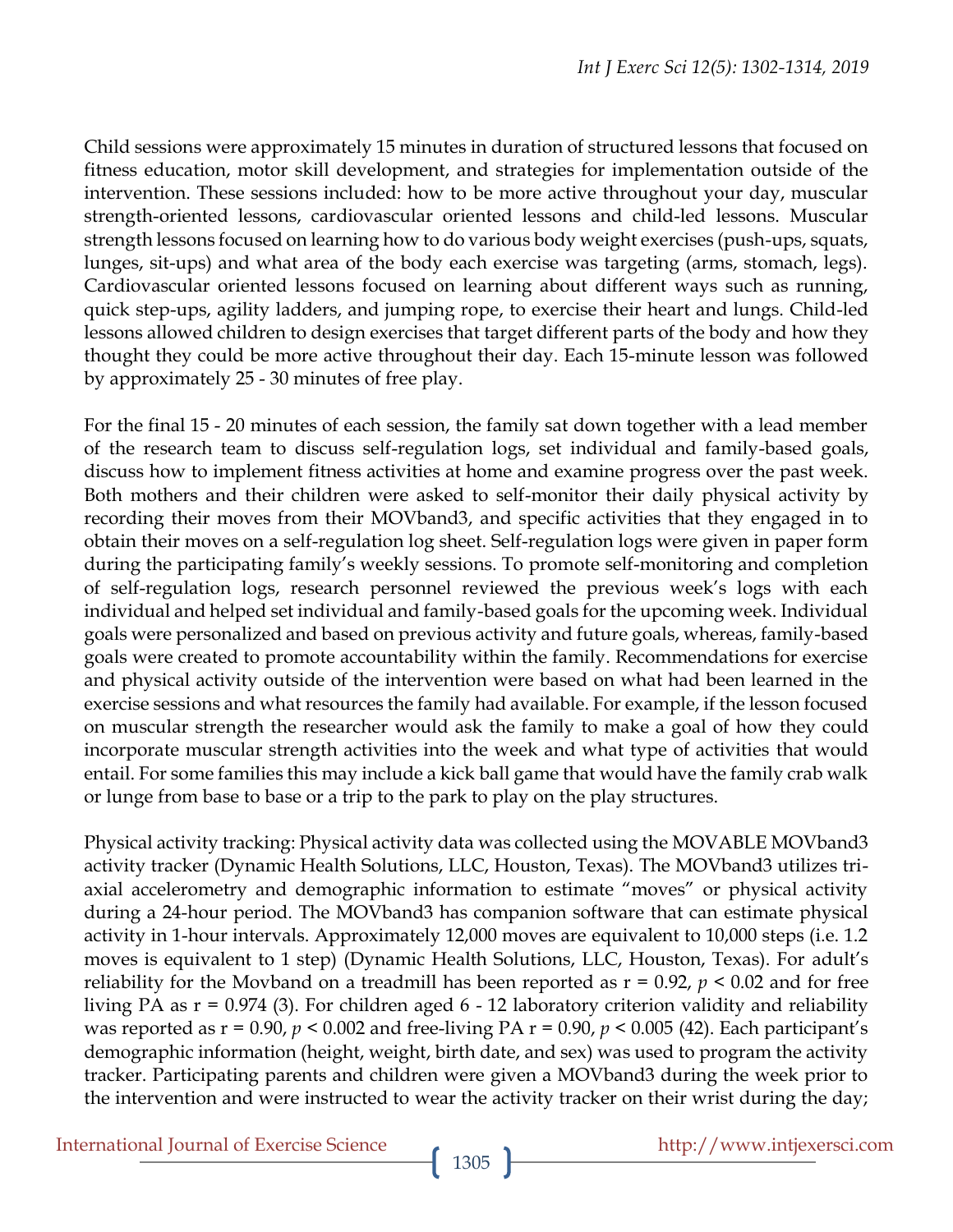Child sessions were approximately 15 minutes in duration of structured lessons that focused on fitness education, motor skill development, and strategies for implementation outside of the intervention. These sessions included: how to be more active throughout your day, muscular strength-oriented lessons, cardiovascular oriented lessons and child-led lessons. Muscular strength lessons focused on learning how to do various body weight exercises (push-ups, squats, lunges, sit-ups) and what area of the body each exercise was targeting (arms, stomach, legs). Cardiovascular oriented lessons focused on learning about different ways such as running, quick step-ups, agility ladders, and jumping rope, to exercise their heart and lungs. Child-led lessons allowed children to design exercises that target different parts of the body and how they thought they could be more active throughout their day. Each 15-minute lesson was followed by approximately 25 - 30 minutes of free play.

For the final 15 - 20 minutes of each session, the family sat down together with a lead member of the research team to discuss self-regulation logs, set individual and family-based goals, discuss how to implement fitness activities at home and examine progress over the past week. Both mothers and their children were asked to self-monitor their daily physical activity by recording their moves from their MOVband3, and specific activities that they engaged in to obtain their moves on a self-regulation log sheet. Self-regulation logs were given in paper form during the participating family's weekly sessions. To promote self-monitoring and completion of self-regulation logs, research personnel reviewed the previous week's logs with each individual and helped set individual and family-based goals for the upcoming week. Individual goals were personalized and based on previous activity and future goals, whereas, family-based goals were created to promote accountability within the family. Recommendations for exercise and physical activity outside of the intervention were based on what had been learned in the exercise sessions and what resources the family had available. For example, if the lesson focused on muscular strength the researcher would ask the family to make a goal of how they could incorporate muscular strength activities into the week and what type of activities that would entail. For some families this may include a kick ball game that would have the family crab walk or lunge from base to base or a trip to the park to play on the play structures.

Physical activity tracking: Physical activity data was collected using the MOVABLE MOVband3 activity tracker (Dynamic Health Solutions, LLC, Houston, Texas). The MOVband3 utilizes tri-axial accelerometry and demographic information to estimate "moves" or physical activity during a 24-hour period. The MOVband3 has companion software that can estimate physical activity in 1-hour intervals. Approximately 12,000 moves are equivalent to 10,000 steps (i.e. 1.2 moves is equivalent to 1 step) (Dynamic Health Solutions, LLC, Houston, Texas). For adult's reliability for the Movband on a treadmill has been reported as r = 0.92, $p < 0.02$ and for free living PA as r = 0.974 (3). For children aged 6 - 12 laboratory criterion validity and reliability was reported as r = 0.90, $p < 0.002$ and free-living PA r = 0.90, $p < 0.005$ (42). Each participant's demographic information (height, weight, birth date, and sex) was used to program the activity tracker. Participating parents and children were given a MOVband3 during the week prior to the intervention and were instructed to wear the activity tracker on their wrist during the day;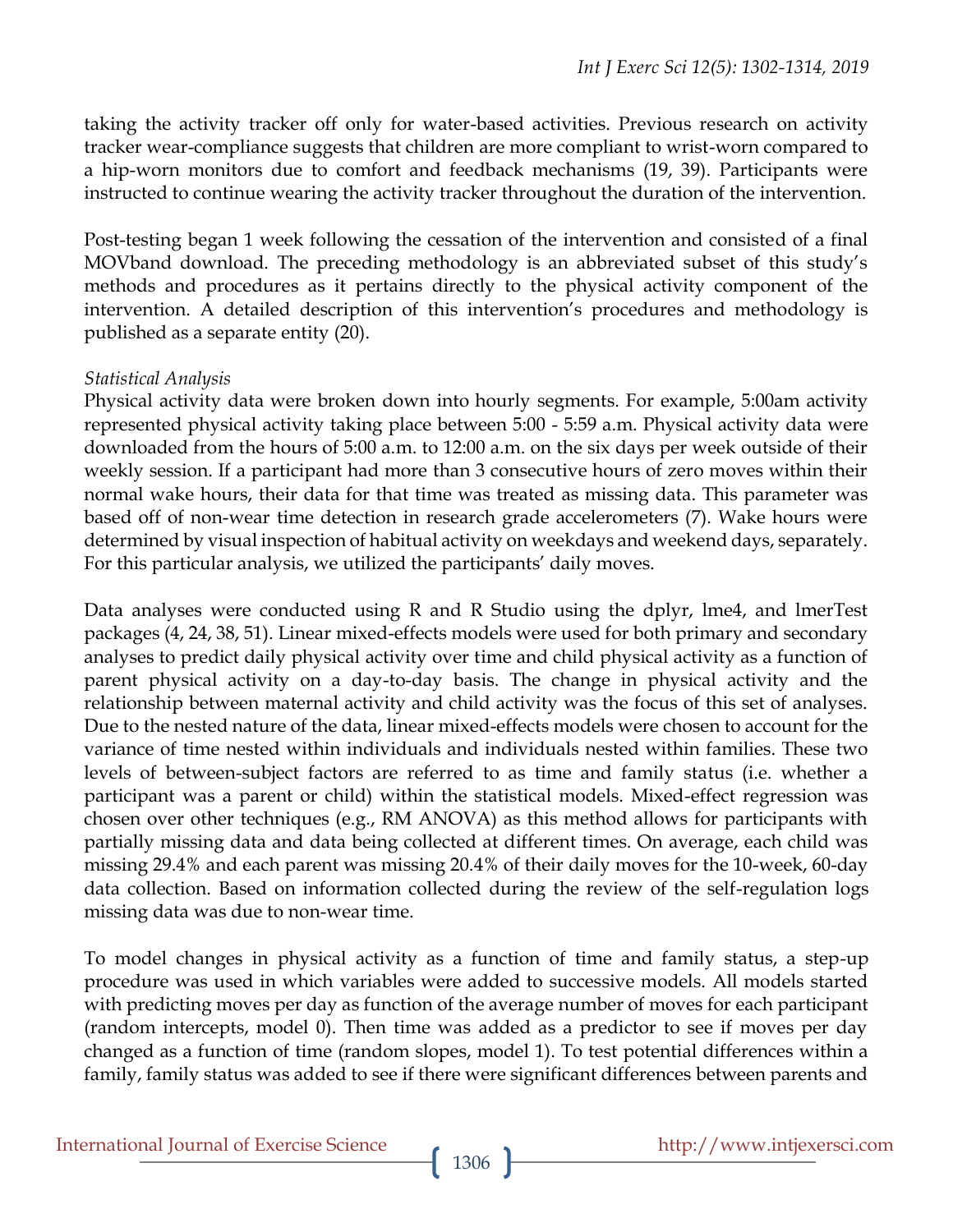taking the activity tracker off only for water-based activities. Previous research on activity tracker wear-compliance suggests that children are more compliant to wrist-worn compared to a hip-worn monitors due to comfort and feedback mechanisms (19, 39). Participants were instructed to continue wearing the activity tracker throughout the duration of the intervention.

Post-testing began 1 week following the cessation of the intervention and consisted of a final MOVband download. The preceding methodology is an abbreviated subset of this study's methods and procedures as it pertains directly to the physical activity component of the intervention. A detailed description of this intervention's procedures and methodology is published as a separate entity (20).

*Statistical Analysis*

Physical activity data were broken down into hourly segments. For example, 5:00am activity represented physical activity taking place between 5:00 - 5:59 a.m. Physical activity data were downloaded from the hours of 5:00 a.m. to 12:00 a.m. on the six days per week outside of their weekly session. If a participant had more than 3 consecutive hours of zero moves within their normal wake hours, their data for that time was treated as missing data. This parameter was based off of non-wear time detection in research grade accelerometers (7). Wake hours were determined by visual inspection of habitual activity on weekdays and weekend days, separately. For this particular analysis, we utilized the participants' daily moves.

Data analyses were conducted using R and R Studio using the dplyr, lme4, and lmerTest packages (4, 24, 38, 51). Linear mixed-effects models were used for both primary and secondary analyses to predict daily physical activity over time and child physical activity as a function of parent physical activity on a day-to-day basis. The change in physical activity and the relationship between maternal activity and child activity was the focus of this set of analyses. Due to the nested nature of the data, linear mixed-effects models were chosen to account for the variance of time nested within individuals and individuals nested within families. These two levels of between-subject factors are referred to as time and family status (i.e. whether a participant was a parent or child) within the statistical models. Mixed-effect regression was chosen over other techniques (e.g., RM ANOVA) as this method allows for participants with partially missing data and data being collected at different times. On average, each child was missing 29.4% and each parent was missing 20.4% of their daily moves for the 10-week, 60-day data collection. Based on information collected during the review of the self-regulation logs missing data was due to non-wear time.

To model changes in physical activity as a function of time and family status, a step-up procedure was used in which variables were added to successive models. All models started with predicting moves per day as function of the average number of moves for each participant (random intercepts, model 0). Then time was added as a predictor to see if moves per day changed as a function of time (random slopes, model 1). To test potential differences within a family, family status was added to see if there were significant differences between parents and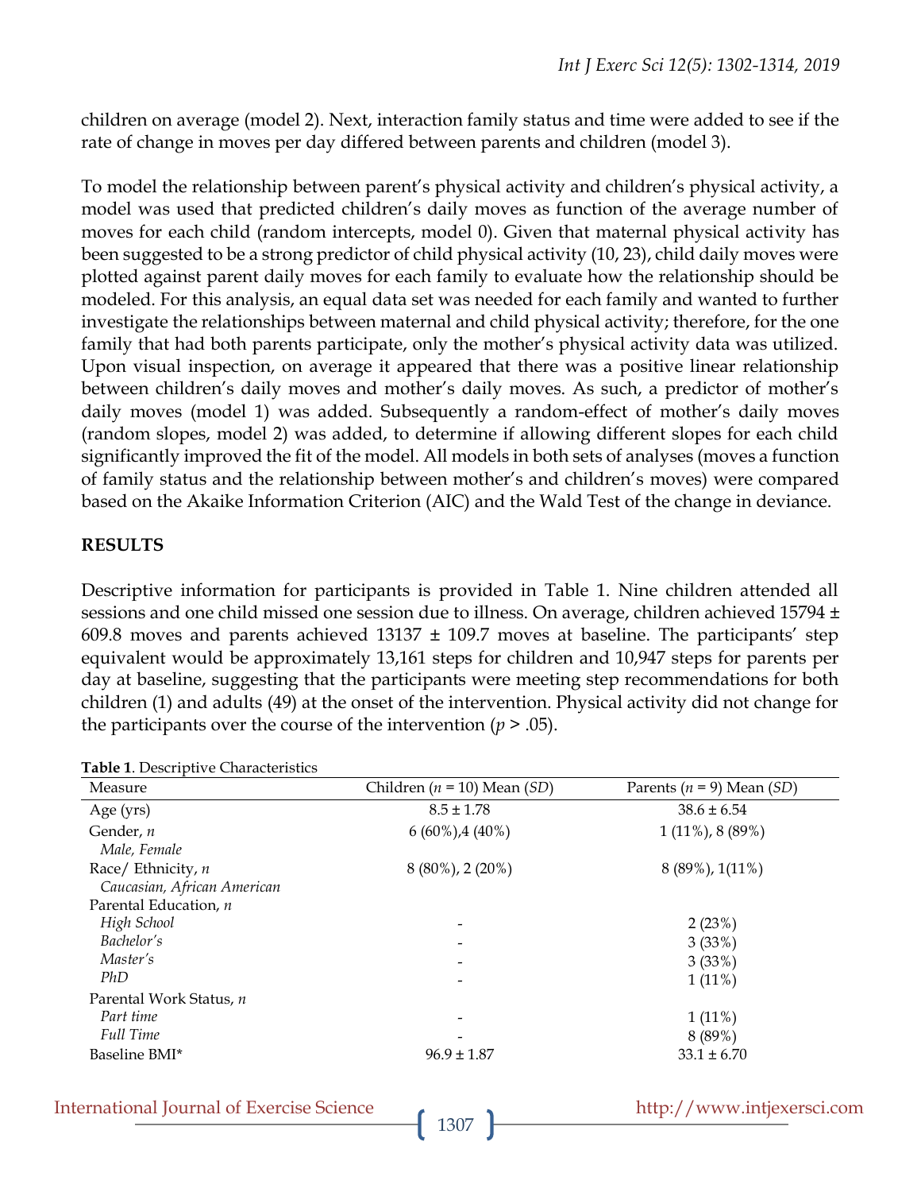children on average (model 2). Next, interaction family status and time were added to see if the rate of change in moves per day differed between parents and children (model 3).

To model the relationship between parent's physical activity and children's physical activity, a model was used that predicted children's daily moves as function of the average number of moves for each child (random intercepts, model 0). Given that maternal physical activity has been suggested to be a strong predictor of child physical activity (10, 23), child daily moves were plotted against parent daily moves for each family to evaluate how the relationship should be modeled. For this analysis, an equal data set was needed for each family and wanted to further investigate the relationships between maternal and child physical activity; therefore, for the one family that had both parents participate, only the mother's physical activity data was utilized. Upon visual inspection, on average it appeared that there was a positive linear relationship between children's daily moves and mother's daily moves. As such, a predictor of mother's daily moves (model 1) was added. Subsequently a random-effect of mother's daily moves (random slopes, model 2) was added, to determine if allowing different slopes for each child significantly improved the fit of the model. All models in both sets of analyses (moves a function of family status and the relationship between mother's and children's moves) were compared based on the Akaike Information Criterion (AIC) and the Wald Test of the change in deviance.

## RESULTS

Descriptive information for participants is provided in Table 1. Nine children attended all sessions and one child missed one session due to illness. On average, children achieved 15794 ± 609.8 moves and parents achieved 13137 ± 109.7 moves at baseline. The participants' step equivalent would be approximately 13,161 steps for children and 10,947 steps for parents per day at baseline, suggesting that the participants were meeting step recommendations for both children (1) and adults (49) at the onset of the intervention. Physical activity did not change for the participants over the course of the intervention ($p > .05$).

**Table 1**. Descriptive Characteristics

| Measure | Children ($n$ = 10) Mean ($SD$) | Parents ($n$ = 9) Mean ($SD$) |
|---|---|---|
| Age (yrs) | 8.5 ± 1.78 | 38.6 ± 6.54 |
| Gender, $n$ *Male, Female* | 6 (60%),4 (40%) | 1 (11%), 8 (89%) |
| Race/ Ethnicity, $n$ *Caucasian, African American* | 8 (80%), 2 (20%) | 8 (89%), 1(11%) |
| Parental Education, $n$ | | |
| *High School* | - | 2 (23%) |
| *Bachelor's* | - | 3 (33%) |
| *Master's* | - | 3 (33%) |
| *PhD* | - | 1 (11%) |
| Parental Work Status, $n$ | | |
| *Part time* | - | 1 (11%) |
| *Full Time* | - | 8 (89%) |
| Baseline BMI* | 96.9 ± 1.87 | 33.1 ± 6.70 |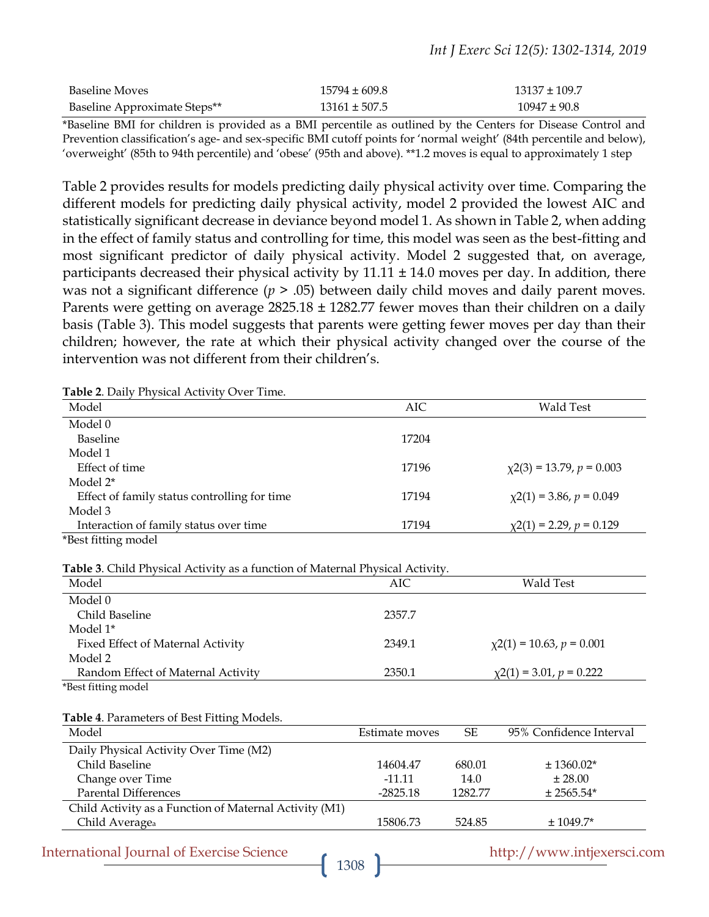| | | |
|---|---|---|
| Baseline Moves | 15794 ± 609.8 | 13137 ± 109.7 |
| Baseline Approximate Steps** | 13161 ± 507.5 | 10947 ± 90.8 |

*Baseline BMI for children is provided as a BMI percentile as outlined by the Centers for Disease Control and Prevention classification's age- and sex-specific BMI cutoff points for 'normal weight' (84th percentile and below), 'overweight' (85th to 94th percentile) and 'obese' (95th and above). **1.2 moves is equal to approximately 1 step

Table 2 provides results for models predicting daily physical activity over time. Comparing the different models for predicting daily physical activity, model 2 provided the lowest AIC and statistically significant decrease in deviance beyond model 1. As shown in Table 2, when adding in the effect of family status and controlling for time, this model was seen as the best-fitting and most significant predictor of daily physical activity. Model 2 suggested that, on average, participants decreased their physical activity by 11.11 ± 14.0 moves per day. In addition, there was not a significant difference ($p > .05$) between daily child moves and daily parent moves. Parents were getting on average 2825.18 ± 1282.77 fewer moves than their children on a daily basis (Table 3). This model suggests that parents were getting fewer moves per day than their children; however, the rate at which their physical activity changed over the course of the intervention was not different from their children's.

**Table 2**. Daily Physical Activity Over Time.

| Model | AIC | Wald Test |
|---|---|---|
| Model 0 | | |
| Baseline | 17204 | |
| Model 1 | | |
| Effect of time | 17196 | $\chi2(3) = 13.79$, $p = 0.003$ |
| Model 2* | | |
| Effect of family status controlling for time | 17194 | $\chi2(1) = 3.86$, $p = 0.049$ |
| Model 3 | | |
| Interaction of family status over time | 17194 | $\chi2(1) = 2.29$, $p = 0.129$ |

*Best fitting model

**Table 3**. Child Physical Activity as a function of Maternal Physical Activity.

| Model | AIC | Wald Test |
|---|---|---|
| Model 0 | | |
| Child Baseline | 2357.7 | |
| Model 1* | | |
| Fixed Effect of Maternal Activity | 2349.1 | $\chi2(1) = 10.63$, $p = 0.001$ |
| Model 2 | | |
| Random Effect of Maternal Activity | 2350.1 | $\chi2(1) = 3.01$, $p = 0.222$ |

*Best fitting model

**Table 4**. Parameters of Best Fitting Models.

| Model | Estimate moves | SE | 95% Confidence Interval |
|---|---|---|---|
| Daily Physical Activity Over Time (M2) | | | |
| Child Baseline | 14604.47 | 680.01 | ± 1360.02* |
| Change over Time | -11.11 | 14.0 | ± 28.00 |
| Parental Differences | -2825.18 | 1282.77 | ± 2565.54* |
| Child Activity as a Function of Maternal Activity (M1) | | | |
| Child Average[a] | 15806.73 | 524.85 | ± 1049.7* |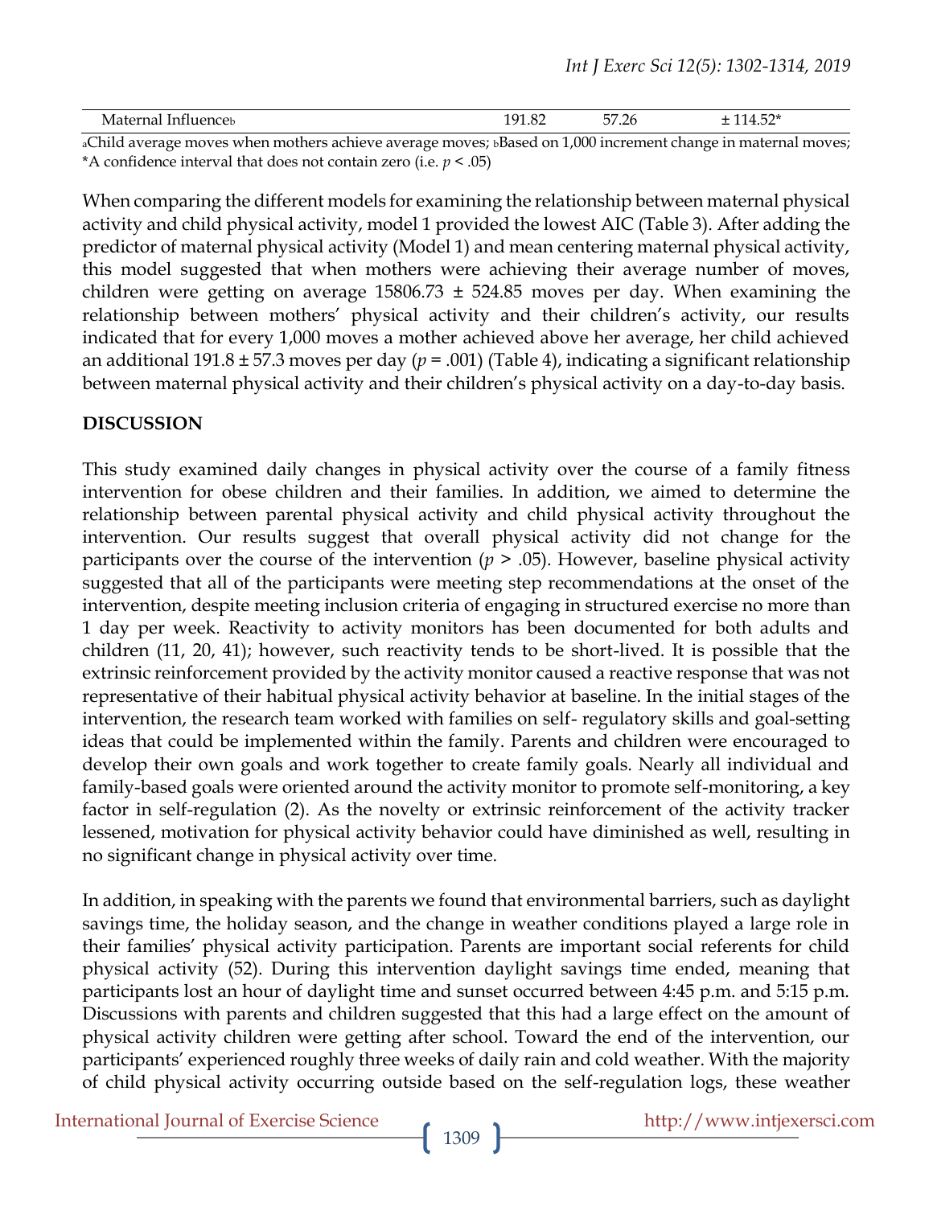| Maternal Influence[b] | 191.82 | 57.26 | ± 114.52* |
|---|---|---|---|

[a]Child average moves when mothers achieve average moves; [b]Based on 1,000 increment change in maternal moves; *A confidence interval that does not contain zero (i.e. $p < .05$)

When comparing the different models for examining the relationship between maternal physical activity and child physical activity, model 1 provided the lowest AIC (Table 3). After adding the predictor of maternal physical activity (Model 1) and mean centering maternal physical activity, this model suggested that when mothers were achieving their average number of moves, children were getting on average 15806.73 ± 524.85 moves per day. When examining the relationship between mothers' physical activity and their children's activity, our results indicated that for every 1,000 moves a mother achieved above her average, her child achieved an additional 191.8 ± 57.3 moves per day ($p = .001$) (Table 4), indicating a significant relationship between maternal physical activity and their children's physical activity on a day-to-day basis.

## DISCUSSION

This study examined daily changes in physical activity over the course of a family fitness intervention for obese children and their families. In addition, we aimed to determine the relationship between parental physical activity and child physical activity throughout the intervention. Our results suggest that overall physical activity did not change for the participants over the course of the intervention ($p > .05$). However, baseline physical activity suggested that all of the participants were meeting step recommendations at the onset of the intervention, despite meeting inclusion criteria of engaging in structured exercise no more than 1 day per week. Reactivity to activity monitors has been documented for both adults and children (11, 20, 41); however, such reactivity tends to be short-lived. It is possible that the extrinsic reinforcement provided by the activity monitor caused a reactive response that was not representative of their habitual physical activity behavior at baseline. In the initial stages of the intervention, the research team worked with families on self- regulatory skills and goal-setting ideas that could be implemented within the family. Parents and children were encouraged to develop their own goals and work together to create family goals. Nearly all individual and family-based goals were oriented around the activity monitor to promote self-monitoring, a key factor in self-regulation (2). As the novelty or extrinsic reinforcement of the activity tracker lessened, motivation for physical activity behavior could have diminished as well, resulting in no significant change in physical activity over time.

In addition, in speaking with the parents we found that environmental barriers, such as daylight savings time, the holiday season, and the change in weather conditions played a large role in their families' physical activity participation. Parents are important social referents for child physical activity (52). During this intervention daylight savings time ended, meaning that participants lost an hour of daylight time and sunset occurred between 4:45 p.m. and 5:15 p.m. Discussions with parents and children suggested that this had a large effect on the amount of physical activity children were getting after school. Toward the end of the intervention, our participants' experienced roughly three weeks of daily rain and cold weather. With the majority of child physical activity occurring outside based on the self-regulation logs, these weather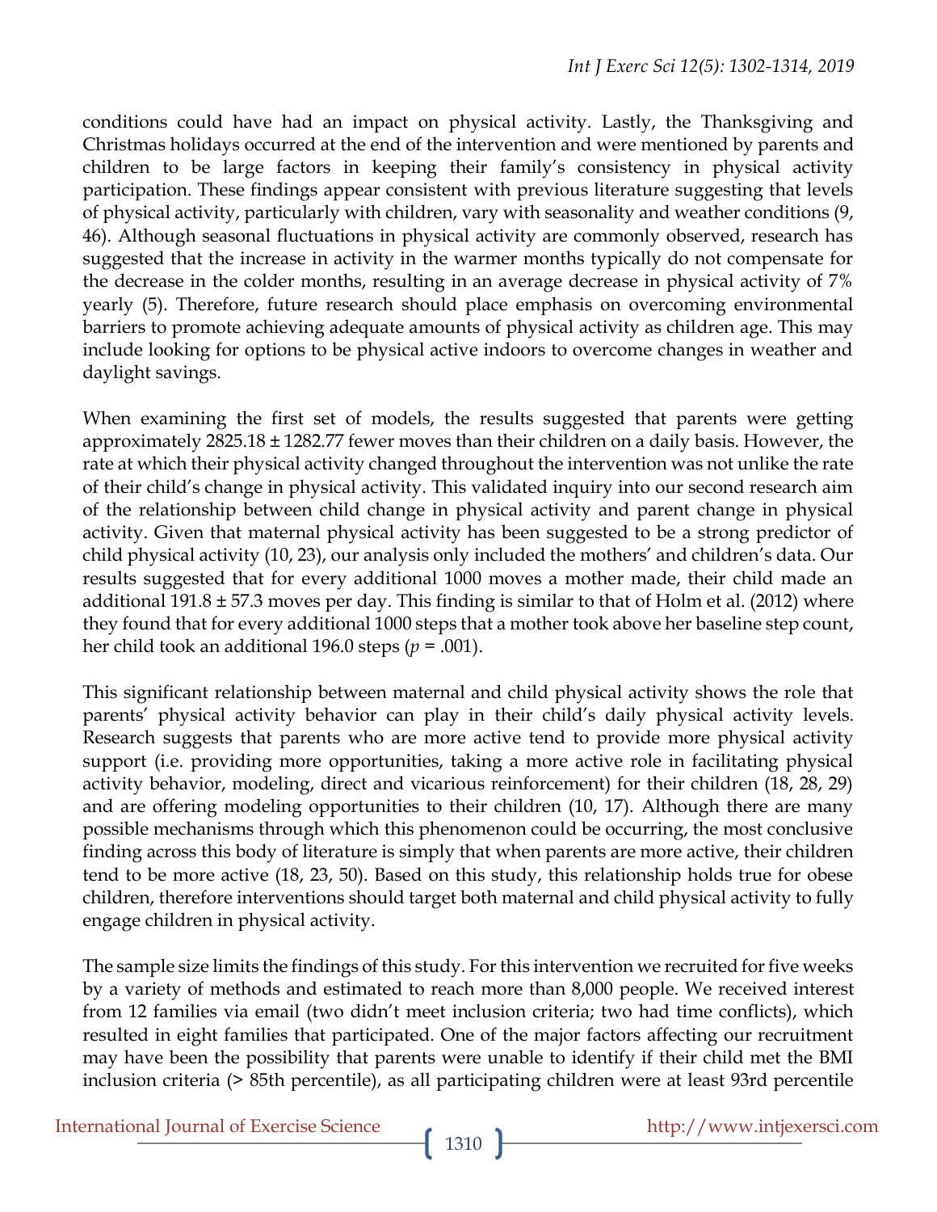conditions could have had an impact on physical activity. Lastly, the Thanksgiving and Christmas holidays occurred at the end of the intervention and were mentioned by parents and children to be large factors in keeping their family's consistency in physical activity participation. These findings appear consistent with previous literature suggesting that levels of physical activity, particularly with children, vary with seasonality and weather conditions (9, 46). Although seasonal fluctuations in physical activity are commonly observed, research has suggested that the increase in activity in the warmer months typically do not compensate for the decrease in the colder months, resulting in an average decrease in physical activity of 7% yearly (5). Therefore, future research should place emphasis on overcoming environmental barriers to promote achieving adequate amounts of physical activity as children age. This may include looking for options to be physical active indoors to overcome changes in weather and daylight savings.

When examining the first set of models, the results suggested that parents were getting approximately 2825.18 ± 1282.77 fewer moves than their children on a daily basis. However, the rate at which their physical activity changed throughout the intervention was not unlike the rate of their child's change in physical activity. This validated inquiry into our second research aim of the relationship between child change in physical activity and parent change in physical activity. Given that maternal physical activity has been suggested to be a strong predictor of child physical activity (10, 23), our analysis only included the mothers' and children's data. Our results suggested that for every additional 1000 moves a mother made, their child made an additional 191.8 ± 57.3 moves per day. This finding is similar to that of Holm et al. (2012) where they found that for every additional 1000 steps that a mother took above her baseline step count, her child took an additional 196.0 steps ($p = .001$).

This significant relationship between maternal and child physical activity shows the role that parents' physical activity behavior can play in their child's daily physical activity levels. Research suggests that parents who are more active tend to provide more physical activity support (i.e. providing more opportunities, taking a more active role in facilitating physical activity behavior, modeling, direct and vicarious reinforcement) for their children (18, 28, 29) and are offering modeling opportunities to their children (10, 17). Although there are many possible mechanisms through which this phenomenon could be occurring, the most conclusive finding across this body of literature is simply that when parents are more active, their children tend to be more active (18, 23, 50). Based on this study, this relationship holds true for obese children, therefore interventions should target both maternal and child physical activity to fully engage children in physical activity.

The sample size limits the findings of this study. For this intervention we recruited for five weeks by a variety of methods and estimated to reach more than 8,000 people. We received interest from 12 families via email (two didn't meet inclusion criteria; two had time conflicts), which resulted in eight families that participated. One of the major factors affecting our recruitment may have been the possibility that parents were unable to identify if their child met the BMI inclusion criteria (> 85th percentile), as all participating children were at least 93rd percentile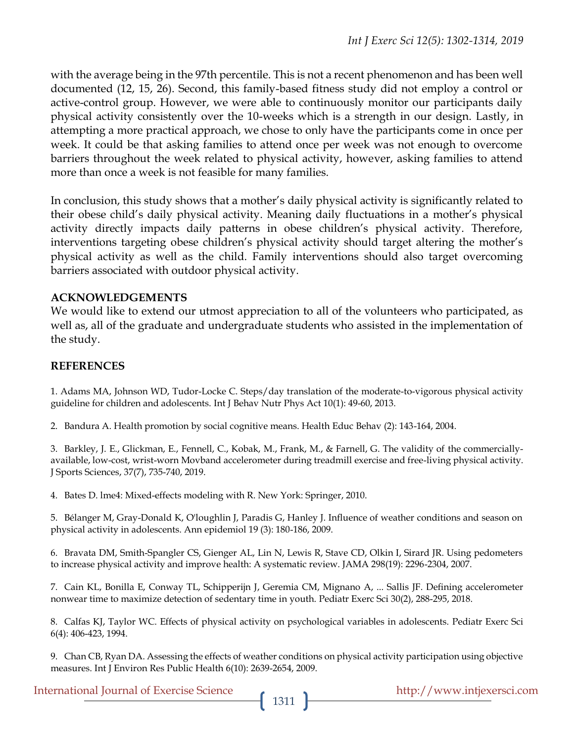with the average being in the 97th percentile. This is not a recent phenomenon and has been well documented (12, 15, 26). Second, this family-based fitness study did not employ a control or active-control group. However, we were able to continuously monitor our participants daily physical activity consistently over the 10-weeks which is a strength in our design. Lastly, in attempting a more practical approach, we chose to only have the participants come in once per week. It could be that asking families to attend once per week was not enough to overcome barriers throughout the week related to physical activity, however, asking families to attend more than once a week is not feasible for many families.

In conclusion, this study shows that a mother's daily physical activity is significantly related to their obese child's daily physical activity. Meaning daily fluctuations in a mother's physical activity directly impacts daily patterns in obese children's physical activity. Therefore, interventions targeting obese children's physical activity should target altering the mother's physical activity as well as the child. Family interventions should also target overcoming barriers associated with outdoor physical activity.

## ACKNOWLEDGEMENTS

We would like to extend our utmost appreciation to all of the volunteers who participated, as well as, all of the graduate and undergraduate students who assisted in the implementation of the study.

## REFERENCES

1. Adams MA, Johnson WD, Tudor-Locke C. Steps/day translation of the moderate-to-vigorous physical activity guideline for children and adolescents. Int J Behav Nutr Phys Act 10(1): 49-60, 2013.

2. Bandura A. Health promotion by social cognitive means. Health Educ Behav (2): 143-164, 2004.

3. Barkley, J. E., Glickman, E., Fennell, C., Kobak, M., Frank, M., & Farnell, G. The validity of the commercially-available, low-cost, wrist-worn Movband accelerometer during treadmill exercise and free-living physical activity. J Sports Sciences, 37(7), 735-740, 2019.

4. Bates D. lme4: Mixed-effects modeling with R. New York: Springer, 2010.

5. Bélanger M, Gray-Donald K, O'loughlin J, Paradis G, Hanley J. Influence of weather conditions and season on physical activity in adolescents. Ann epidemiol 19 (3): 180-186, 2009.

6. Bravata DM, Smith-Spangler CS, Gienger AL, Lin N, Lewis R, Stave CD, Olkin I, Sirard JR. Using pedometers to increase physical activity and improve health: A systematic review. JAMA 298(19): 2296-2304, 2007.

7. Cain KL, Bonilla E, Conway TL, Schipperijn J, Geremia CM, Mignano A, ... Sallis JF. Defining accelerometer nonwear time to maximize detection of sedentary time in youth. Pediatr Exerc Sci 30(2), 288-295, 2018.

8. Calfas KJ, Taylor WC. Effects of physical activity on psychological variables in adolescents. Pediatr Exerc Sci 6(4): 406-423, 1994.

9. Chan CB, Ryan DA. Assessing the effects of weather conditions on physical activity participation using objective measures. Int J Environ Res Public Health 6(10): 2639-2654, 2009.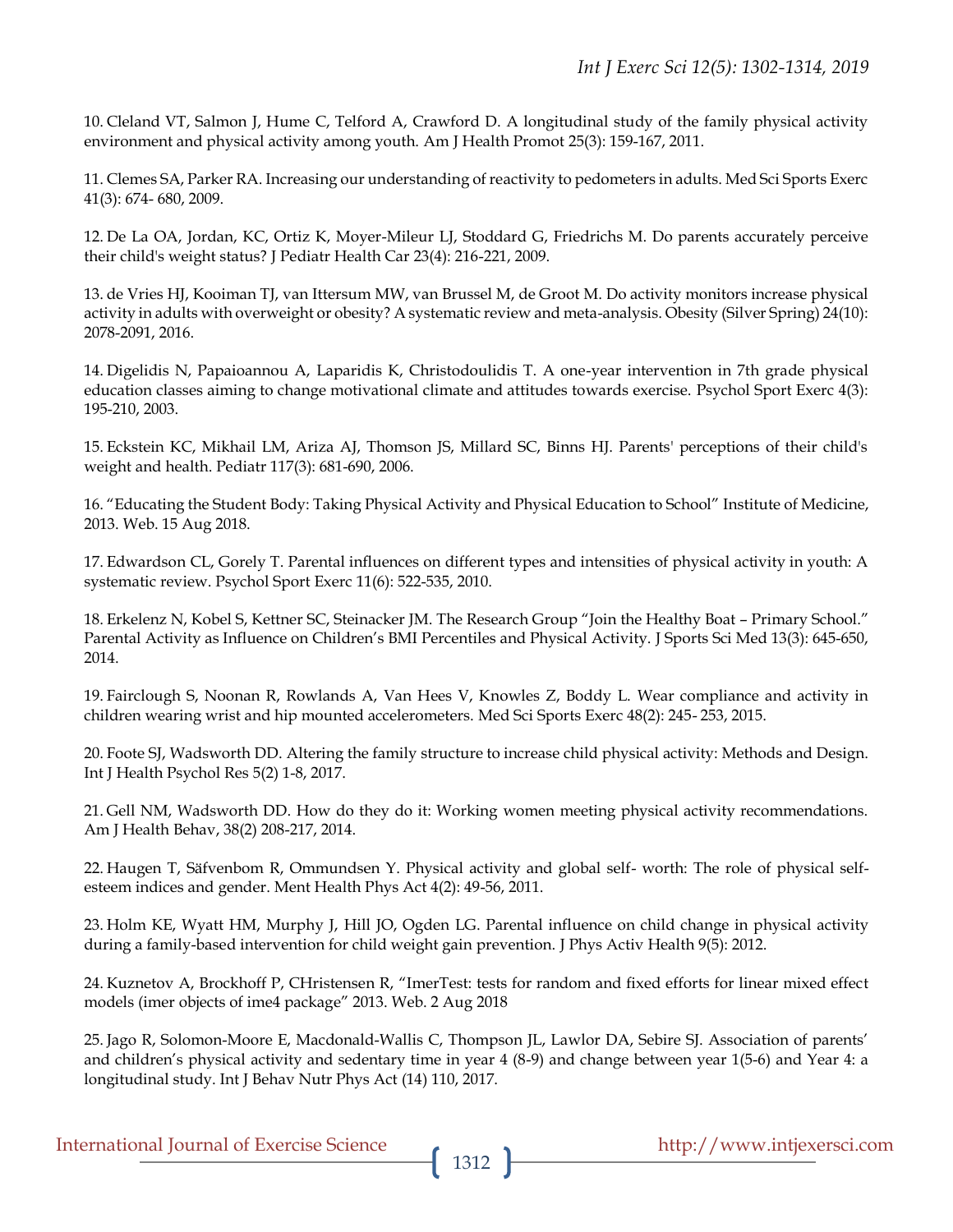10. Cleland VT, Salmon J, Hume C, Telford A, Crawford D. A longitudinal study of the family physical activity environment and physical activity among youth. Am J Health Promot 25(3): 159-167, 2011.

11. Clemes SA, Parker RA. Increasing our understanding of reactivity to pedometers in adults. Med Sci Sports Exerc 41(3): 674- 680, 2009.

12. De La OA, Jordan, KC, Ortiz K, Moyer-Mileur LJ, Stoddard G, Friedrichs M. Do parents accurately perceive their child's weight status? J Pediatr Health Car 23(4): 216-221, 2009.

13. de Vries HJ, Kooiman TJ, van Ittersum MW, van Brussel M, de Groot M. Do activity monitors increase physical activity in adults with overweight or obesity? A systematic review and meta-analysis. Obesity (Silver Spring) 24(10): 2078-2091, 2016.

14. Digelidis N, Papaioannou A, Laparidis K, Christodoulidis T. A one-year intervention in 7th grade physical education classes aiming to change motivational climate and attitudes towards exercise. Psychol Sport Exerc 4(3): 195-210, 2003.

15. Eckstein KC, Mikhail LM, Ariza AJ, Thomson JS, Millard SC, Binns HJ. Parents' perceptions of their child's weight and health. Pediatr 117(3): 681-690, 2006.

16. "Educating the Student Body: Taking Physical Activity and Physical Education to School" Institute of Medicine, 2013. Web. 15 Aug 2018.

17. Edwardson CL, Gorely T. Parental influences on different types and intensities of physical activity in youth: A systematic review. Psychol Sport Exerc 11(6): 522-535, 2010.

18. Erkelenz N, Kobel S, Kettner SC, Steinacker JM. The Research Group "Join the Healthy Boat – Primary School." Parental Activity as Influence on Children's BMI Percentiles and Physical Activity. J Sports Sci Med 13(3): 645-650, 2014.

19. Fairclough S, Noonan R, Rowlands A, Van Hees V, Knowles Z, Boddy L. Wear compliance and activity in children wearing wrist and hip mounted accelerometers. Med Sci Sports Exerc 48(2): 245- 253, 2015.

20. Foote SJ, Wadsworth DD. Altering the family structure to increase child physical activity: Methods and Design. Int J Health Psychol Res 5(2) 1-8, 2017.

21. Gell NM, Wadsworth DD. How do they do it: Working women meeting physical activity recommendations. Am J Health Behav, 38(2) 208-217, 2014.

22. Haugen T, Säfvenbom R, Ommundsen Y. Physical activity and global self- worth: The role of physical self-esteem indices and gender. Ment Health Phys Act 4(2): 49-56, 2011.

23. Holm KE, Wyatt HM, Murphy J, Hill JO, Ogden LG. Parental influence on child change in physical activity during a family-based intervention for child weight gain prevention. J Phys Activ Health 9(5): 2012.

24. Kuznetov A, Brockhoff P, CHristensen R, "ImerTest: tests for random and fixed efforts for linear mixed effect models (imer objects of ime4 package" 2013. Web. 2 Aug 2018

25. Jago R, Solomon-Moore E, Macdonald-Wallis C, Thompson JL, Lawlor DA, Sebire SJ. Association of parents' and children's physical activity and sedentary time in year 4 (8-9) and change between year 1(5-6) and Year 4: a longitudinal study. Int J Behav Nutr Phys Act (14) 110, 2017.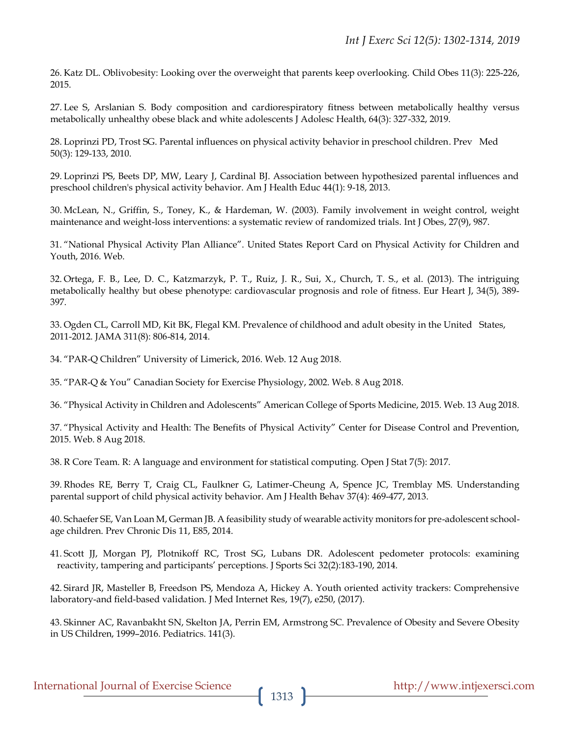26. Katz DL. Oblivobesity: Looking over the overweight that parents keep overlooking. Child Obes 11(3): 225-226, 2015.

27. Lee S, Arslanian S. Body composition and cardiorespiratory fitness between metabolically healthy versus metabolically unhealthy obese black and white adolescents J Adolesc Health, 64(3): 327-332, 2019.

28. Loprinzi PD, Trost SG. Parental influences on physical activity behavior in preschool children. Prev Med 50(3): 129-133, 2010.

29. Loprinzi PS, Beets DP, MW, Leary J, Cardinal BJ. Association between hypothesized parental influences and preschool children's physical activity behavior. Am J Health Educ 44(1): 9-18, 2013.

30. McLean, N., Griffin, S., Toney, K., & Hardeman, W. (2003). Family involvement in weight control, weight maintenance and weight-loss interventions: a systematic review of randomized trials. Int J Obes, 27(9), 987.

31. "National Physical Activity Plan Alliance". United States Report Card on Physical Activity for Children and Youth, 2016. Web.

32. Ortega, F. B., Lee, D. C., Katzmarzyk, P. T., Ruiz, J. R., Sui, X., Church, T. S., et al. (2013). The intriguing metabolically healthy but obese phenotype: cardiovascular prognosis and role of fitness. Eur Heart J, 34(5), 389-397.

33. Ogden CL, Carroll MD, Kit BK, Flegal KM. Prevalence of childhood and adult obesity in the United States, 2011-2012. JAMA 311(8): 806-814, 2014.

34. "PAR-Q Children" University of Limerick, 2016. Web. 12 Aug 2018.

35. "PAR-Q & You" Canadian Society for Exercise Physiology, 2002. Web. 8 Aug 2018.

36. "Physical Activity in Children and Adolescents" American College of Sports Medicine, 2015. Web. 13 Aug 2018.

37. "Physical Activity and Health: The Benefits of Physical Activity" Center for Disease Control and Prevention, 2015. Web. 8 Aug 2018.

38. R Core Team. R: A language and environment for statistical computing. Open J Stat 7(5): 2017.

39. Rhodes RE, Berry T, Craig CL, Faulkner G, Latimer-Cheung A, Spence JC, Tremblay MS. Understanding parental support of child physical activity behavior. Am J Health Behav 37(4): 469-477, 2013.

40. Schaefer SE, Van Loan M, German JB. A feasibility study of wearable activity monitors for pre-adolescent school-age children. Prev Chronic Dis 11, E85, 2014.

41. Scott JJ, Morgan PJ, Plotnikoff RC, Trost SG, Lubans DR. Adolescent pedometer protocols: examining reactivity, tampering and participants' perceptions. J Sports Sci 32(2):183-190, 2014.

42. Sirard JR, Masteller B, Freedson PS, Mendoza A, Hickey A. Youth oriented activity trackers: Comprehensive laboratory-and field-based validation. J Med Internet Res, 19(7), e250, (2017).

43. Skinner AC, Ravanbakht SN, Skelton JA, Perrin EM, Armstrong SC. Prevalence of Obesity and Severe Obesity in US Children, 1999–2016. Pediatrics. 141(3).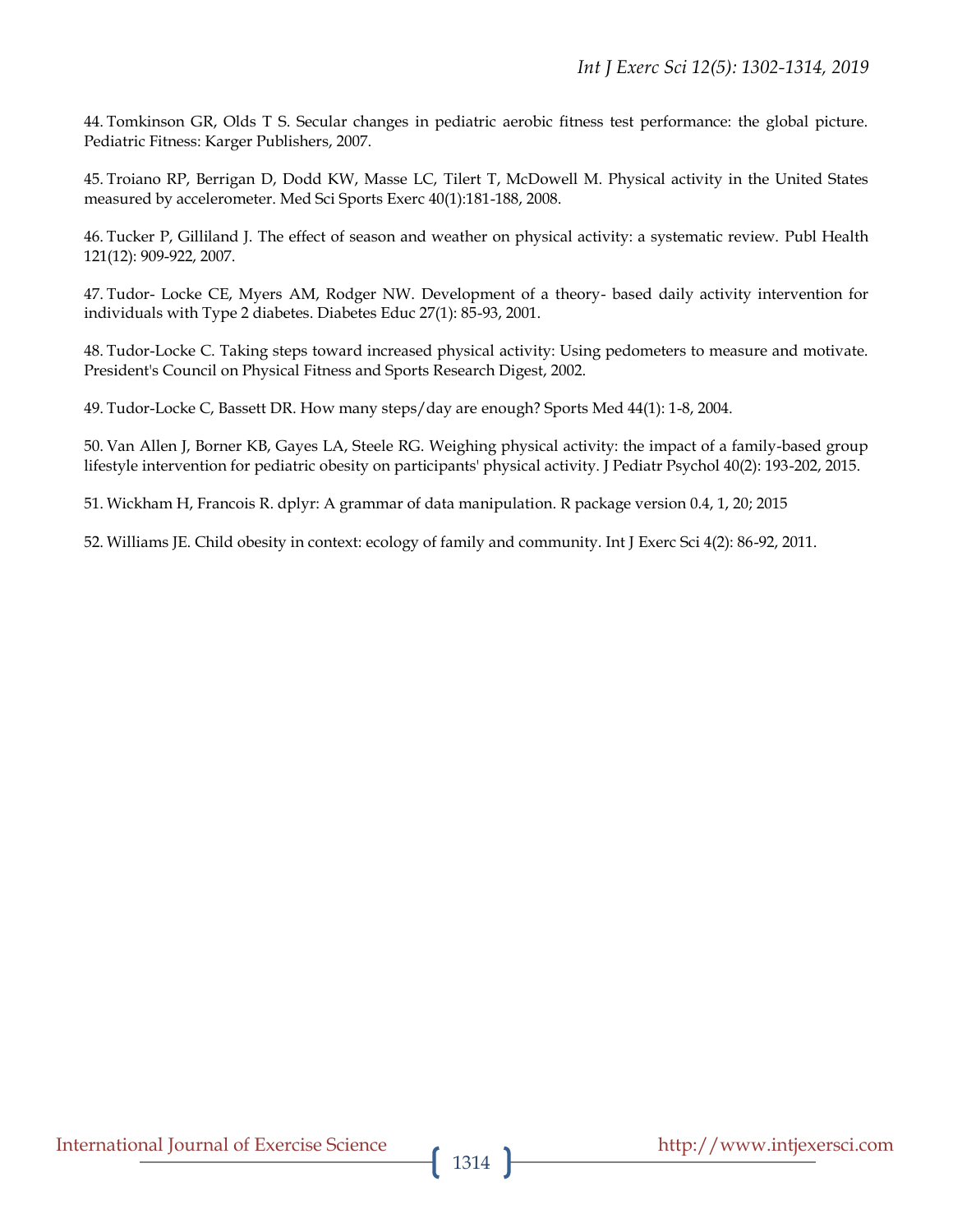44. Tomkinson GR, Olds T S. Secular changes in pediatric aerobic fitness test performance: the global picture. Pediatric Fitness: Karger Publishers, 2007.

45. Troiano RP, Berrigan D, Dodd KW, Masse LC, Tilert T, McDowell M. Physical activity in the United States measured by accelerometer. Med Sci Sports Exerc 40(1):181-188, 2008.

46. Tucker P, Gilliland J. The effect of season and weather on physical activity: a systematic review. Publ Health 121(12): 909-922, 2007.

47. Tudor- Locke CE, Myers AM, Rodger NW. Development of a theory- based daily activity intervention for individuals with Type 2 diabetes. Diabetes Educ 27(1): 85-93, 2001.

48. Tudor-Locke C. Taking steps toward increased physical activity: Using pedometers to measure and motivate. President's Council on Physical Fitness and Sports Research Digest, 2002.

49. Tudor-Locke C, Bassett DR. How many steps/day are enough? Sports Med 44(1): 1-8, 2004.

50. Van Allen J, Borner KB, Gayes LA, Steele RG. Weighing physical activity: the impact of a family-based group lifestyle intervention for pediatric obesity on participants' physical activity. J Pediatr Psychol 40(2): 193-202, 2015.

51. Wickham H, Francois R. dplyr: A grammar of data manipulation. R package version 0.4, 1, 20; 2015

52. Williams JE. Child obesity in context: ecology of family and community. Int J Exerc Sci 4(2): 86-92, 2011.